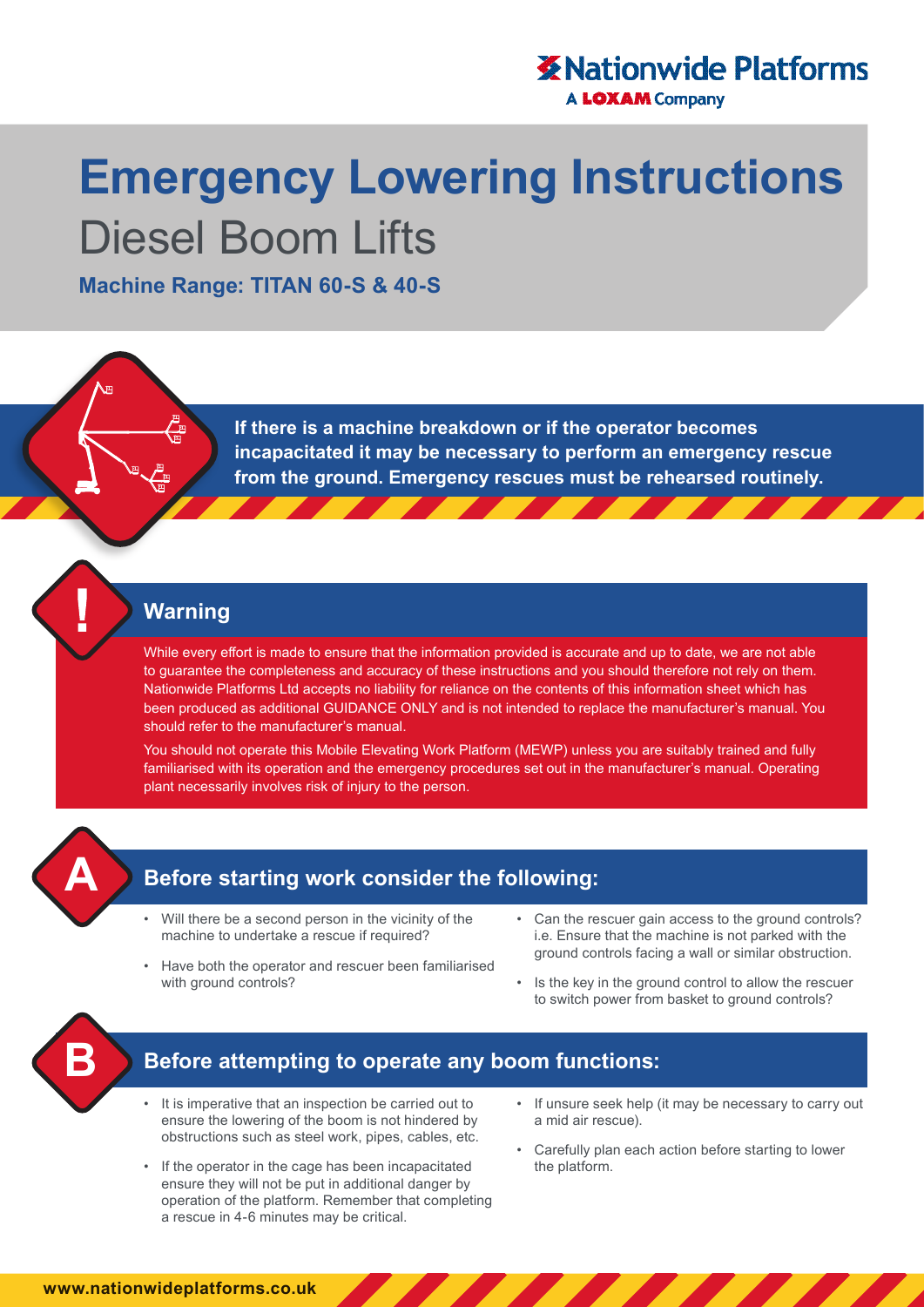Nationwide Platforms
A LOXAM Company

# Emergency Lowering Instructions
## Diesel Boom Lifts

**Machine Range: TITAN 60-S & 40-S**

**If there is a machine breakdown or if the operator becomes incapacitated it may be necessary to perform an emergency rescue from the ground. Emergency rescues must be rehearsed routinely.**

## Warning

While every effort is made to ensure that the information provided is accurate and up to date, we are not able to guarantee the completeness and accuracy of these instructions and you should therefore not rely on them. Nationwide Platforms Ltd accepts no liability for reliance on the contents of this information sheet which has been produced as additional GUIDANCE ONLY and is not intended to replace the manufacturer's manual. You should refer to the manufacturer's manual.

You should not operate this Mobile Elevating Work Platform (MEWP) unless you are suitably trained and fully familiarised with its operation and the emergency procedures set out in the manufacturer's manual. Operating plant necessarily involves risk of injury to the person.

## A Before starting work consider the following:

- Will there be a second person in the vicinity of the machine to undertake a rescue if required?
- Have both the operator and rescuer been familiarised with ground controls?
- Can the rescuer gain access to the ground controls? i.e. Ensure that the machine is not parked with the ground controls facing a wall or similar obstruction.
- Is the key in the ground control to allow the rescuer to switch power from basket to ground controls?

## B Before attempting to operate any boom functions:

- It is imperative that an inspection be carried out to ensure the lowering of the boom is not hindered by obstructions such as steel work, pipes, cables, etc.
- If the operator in the cage has been incapacitated ensure they will not be put in additional danger by operation of the platform. Remember that completing a rescue in 4-6 minutes may be critical.
- If unsure seek help (it may be necessary to carry out a mid air rescue).
- Carefully plan each action before starting to lower the platform.

www.nationwideplatforms.co.uk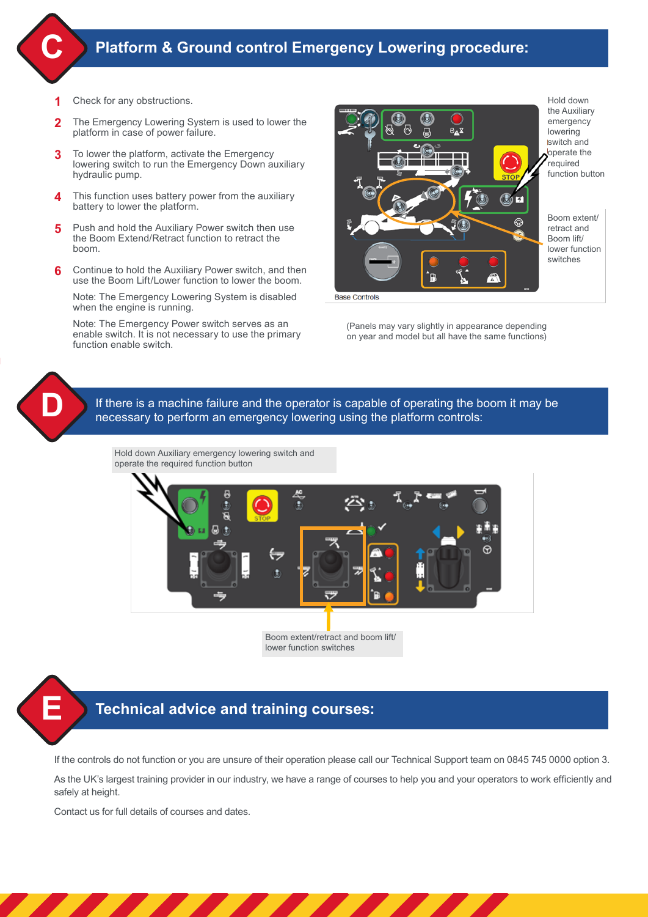## C Platform & Ground control Emergency Lowering procedure:

1. Check for any obstructions.
2. The Emergency Lowering System is used to lower the platform in case of power failure.
3. To lower the platform, activate the Emergency lowering switch to run the Emergency Down auxiliary hydraulic pump.
4. This function uses battery power from the auxiliary battery to lower the platform.
5. Push and hold the Auxiliary Power switch then use the Boom Extend/Retract function to retract the boom.
6. Continue to hold the Auxiliary Power switch, and then use the Boom Lift/Lower function to lower the boom.

   Note: The Emergency Lowering System is disabled when the engine is running.

   Note: The Emergency Power switch serves as an enable switch. It is not necessary to use the primary function enable switch.

Hold down the Auxiliary emergency lowering switch and operate the required function button

Boom extent/ retract and Boom lift/ lower function switches

Base Controls

(Panels may vary slightly in appearance depending on year and model but all have the same functions)

## D If there is a machine failure and the operator is capable of operating the boom it may be necessary to perform an emergency lowering using the platform controls:

Hold down Auxiliary emergency lowering switch and operate the required function button

Boom extent/retract and boom lift/ lower function switches

## E Technical advice and training courses:

If the controls do not function or you are unsure of their operation please call our Technical Support team on 0845 745 0000 option 3.

As the UK's largest training provider in our industry, we have a range of courses to help you and your operators to work efficiently and safely at height.

Contact us for full details of courses and dates.